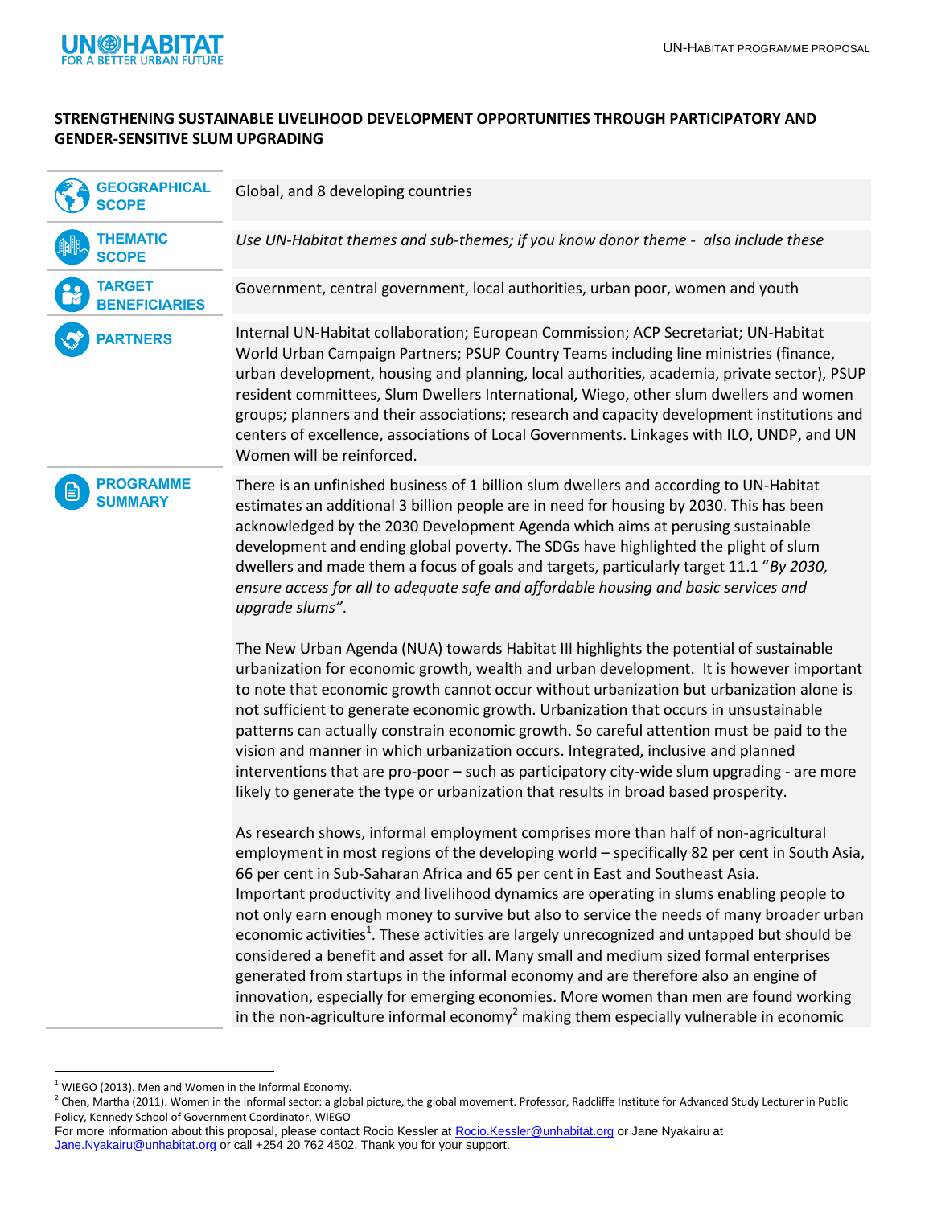# STRENGTHENING SUSTAINABLE LIVELIHOOD DEVELOPMENT OPPORTUNITIES THROUGH PARTICIPATORY AND GENDER-SENSITIVE SLUM UPGRADING

| | |
|---|---|
| **GEOGRAPHICAL SCOPE** | Global, and 8 developing countries |
| **THEMATIC SCOPE** | *Use UN-Habitat themes and sub-themes; if you know donor theme - also include these* |
| **TARGET BENEFICIARIES** | Government, central government, local authorities, urban poor, women and youth |
| **PARTNERS** | Internal UN-Habitat collaboration; European Commission; ACP Secretariat; UN-Habitat World Urban Campaign Partners; PSUP Country Teams including line ministries (finance, urban development, housing and planning, local authorities, academia, private sector), PSUP resident committees, Slum Dwellers International, Wiego, other slum dwellers and women groups; planners and their associations; research and capacity development institutions and centers of excellence, associations of Local Governments. Linkages with ILO, UNDP, and UN Women will be reinforced. |

## PROGRAMME SUMMARY

There is an unfinished business of 1 billion slum dwellers and according to UN-Habitat estimates an additional 3 billion people are in need for housing by 2030. This has been acknowledged by the 2030 Development Agenda which aims at perusing sustainable development and ending global poverty. The SDGs have highlighted the plight of slum dwellers and made them a focus of goals and targets, particularly target 11.1 "*By 2030, ensure access for all to adequate safe and affordable housing and basic services and upgrade slums"*.

The New Urban Agenda (NUA) towards Habitat III highlights the potential of sustainable urbanization for economic growth, wealth and urban development. It is however important to note that economic growth cannot occur without urbanization but urbanization alone is not sufficient to generate economic growth. Urbanization that occurs in unsustainable patterns can actually constrain economic growth. So careful attention must be paid to the vision and manner in which urbanization occurs. Integrated, inclusive and planned interventions that are pro-poor – such as participatory city-wide slum upgrading - are more likely to generate the type or urbanization that results in broad based prosperity.

As research shows, informal employment comprises more than half of non-agricultural employment in most regions of the developing world – specifically 82 per cent in South Asia, 66 per cent in Sub-Saharan Africa and 65 per cent in East and Southeast Asia. Important productivity and livelihood dynamics are operating in slums enabling people to not only earn enough money to survive but also to service the needs of many broader urban economic activities[1]. These activities are largely unrecognized and untapped but should be considered a benefit and asset for all. Many small and medium sized formal enterprises generated from startups in the informal economy and are therefore also an engine of innovation, especially for emerging economies. More women than men are found working in the non-agriculture informal economy[2] making them especially vulnerable in economic

[1] WIEGO (2013). Men and Women in the Informal Economy.

[2] Chen, Martha (2011). Women in the informal sector: a global picture, the global movement. Professor, Radcliffe Institute for Advanced Study Lecturer in Public Policy, Kennedy School of Government Coordinator, WIEGO

For more information about this proposal, please contact Rocio Kessler at Rocio.Kessler@unhabitat.org or Jane Nyakairu at Jane.Nyakairu@unhabitat.org or call +254 20 762 4502. Thank you for your support.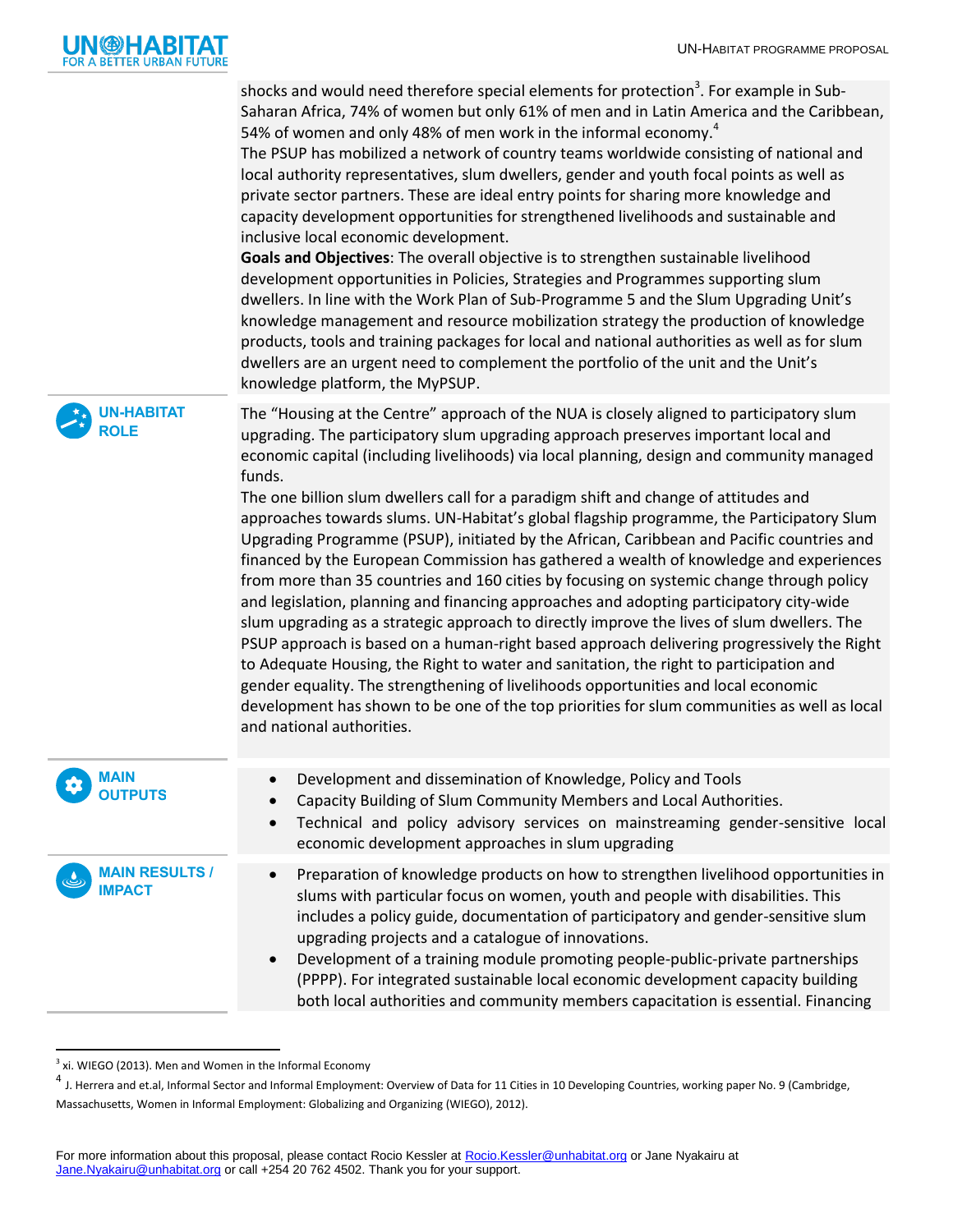shocks and would need therefore special elements for protection[3]. For example in Sub-Saharan Africa, 74% of women but only 61% of men and in Latin America and the Caribbean, 54% of women and only 48% of men work in the informal economy.[4]

The PSUP has mobilized a network of country teams worldwide consisting of national and local authority representatives, slum dwellers, gender and youth focal points as well as private sector partners. These are ideal entry points for sharing more knowledge and capacity development opportunities for strengthened livelihoods and sustainable and inclusive local economic development.

**Goals and Objectives**: The overall objective is to strengthen sustainable livelihood development opportunities in Policies, Strategies and Programmes supporting slum dwellers. In line with the Work Plan of Sub-Programme 5 and the Slum Upgrading Unit's knowledge management and resource mobilization strategy the production of knowledge products, tools and training packages for local and national authorities as well as for slum dwellers are an urgent need to complement the portfolio of the unit and the Unit's knowledge platform, the MyPSUP.

## UN-HABITAT ROLE

The "Housing at the Centre" approach of the NUA is closely aligned to participatory slum upgrading. The participatory slum upgrading approach preserves important local and economic capital (including livelihoods) via local planning, design and community managed funds.

The one billion slum dwellers call for a paradigm shift and change of attitudes and approaches towards slums. UN-Habitat's global flagship programme, the Participatory Slum Upgrading Programme (PSUP), initiated by the African, Caribbean and Pacific countries and financed by the European Commission has gathered a wealth of knowledge and experiences from more than 35 countries and 160 cities by focusing on systemic change through policy and legislation, planning and financing approaches and adopting participatory city-wide slum upgrading as a strategic approach to directly improve the lives of slum dwellers. The PSUP approach is based on a human-right based approach delivering progressively the Right to Adequate Housing, the Right to water and sanitation, the right to participation and gender equality. The strengthening of livelihoods opportunities and local economic development has shown to be one of the top priorities for slum communities as well as local and national authorities.

## MAIN OUTPUTS

- Development and dissemination of Knowledge, Policy and Tools
- Capacity Building of Slum Community Members and Local Authorities.
- Technical and policy advisory services on mainstreaming gender-sensitive local economic development approaches in slum upgrading

## MAIN RESULTS / IMPACT

- Preparation of knowledge products on how to strengthen livelihood opportunities in slums with particular focus on women, youth and people with disabilities. This includes a policy guide, documentation of participatory and gender-sensitive slum upgrading projects and a catalogue of innovations.
- Development of a training module promoting people-public-private partnerships (PPPP). For integrated sustainable local economic development capacity building both local authorities and community members capacitation is essential. Financing

---

[3] xi. WIEGO (2013). Men and Women in the Informal Economy

[4] J. Herrera and et.al, Informal Sector and Informal Employment: Overview of Data for 11 Cities in 10 Developing Countries, working paper No. 9 (Cambridge, Massachusetts, Women in Informal Employment: Globalizing and Organizing (WIEGO), 2012).

For more information about this proposal, please contact Rocio Kessler at Rocio.Kessler@unhabitat.org or Jane Nyakairu at Jane.Nyakairu@unhabitat.org or call +254 20 762 4502. Thank you for your support.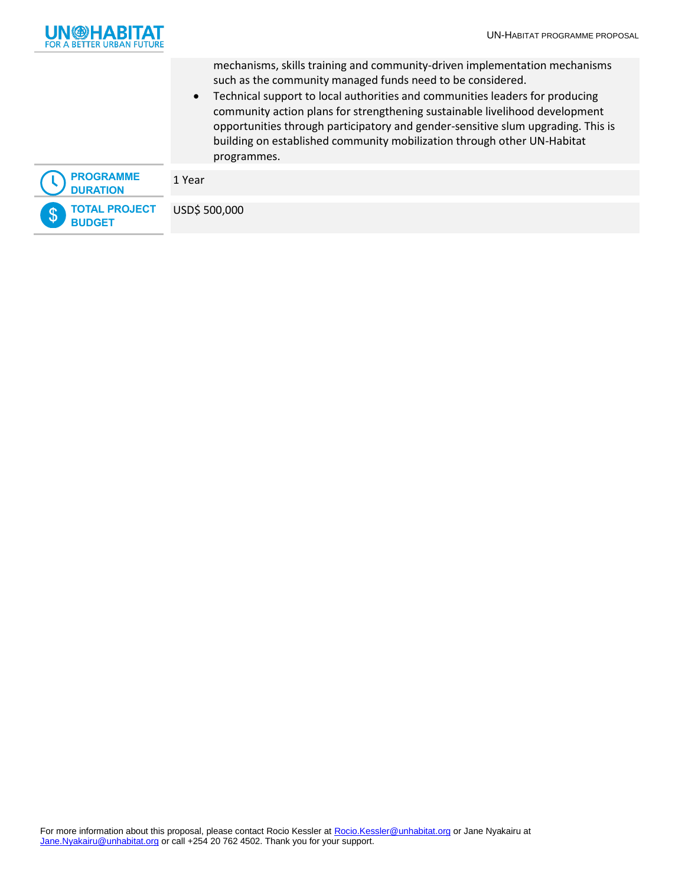| | |
|---|---|
| | mechanisms, skills training and community-driven implementation mechanisms such as the community managed funds need to be considered.<br>• Technical support to local authorities and communities leaders for producing community action plans for strengthening sustainable livelihood development opportunities through participatory and gender-sensitive slum upgrading. This is building on established community mobilization through other UN-Habitat programmes. |
| **PROGRAMME DURATION** | 1 Year |
| **TOTAL PROJECT BUDGET** | USD$ 500,000 |

For more information about this proposal, please contact Rocio Kessler at Rocio.Kessler@unhabitat.org or Jane Nyakairu at Jane.Nyakairu@unhabitat.org or call +254 20 762 4502. Thank you for your support.